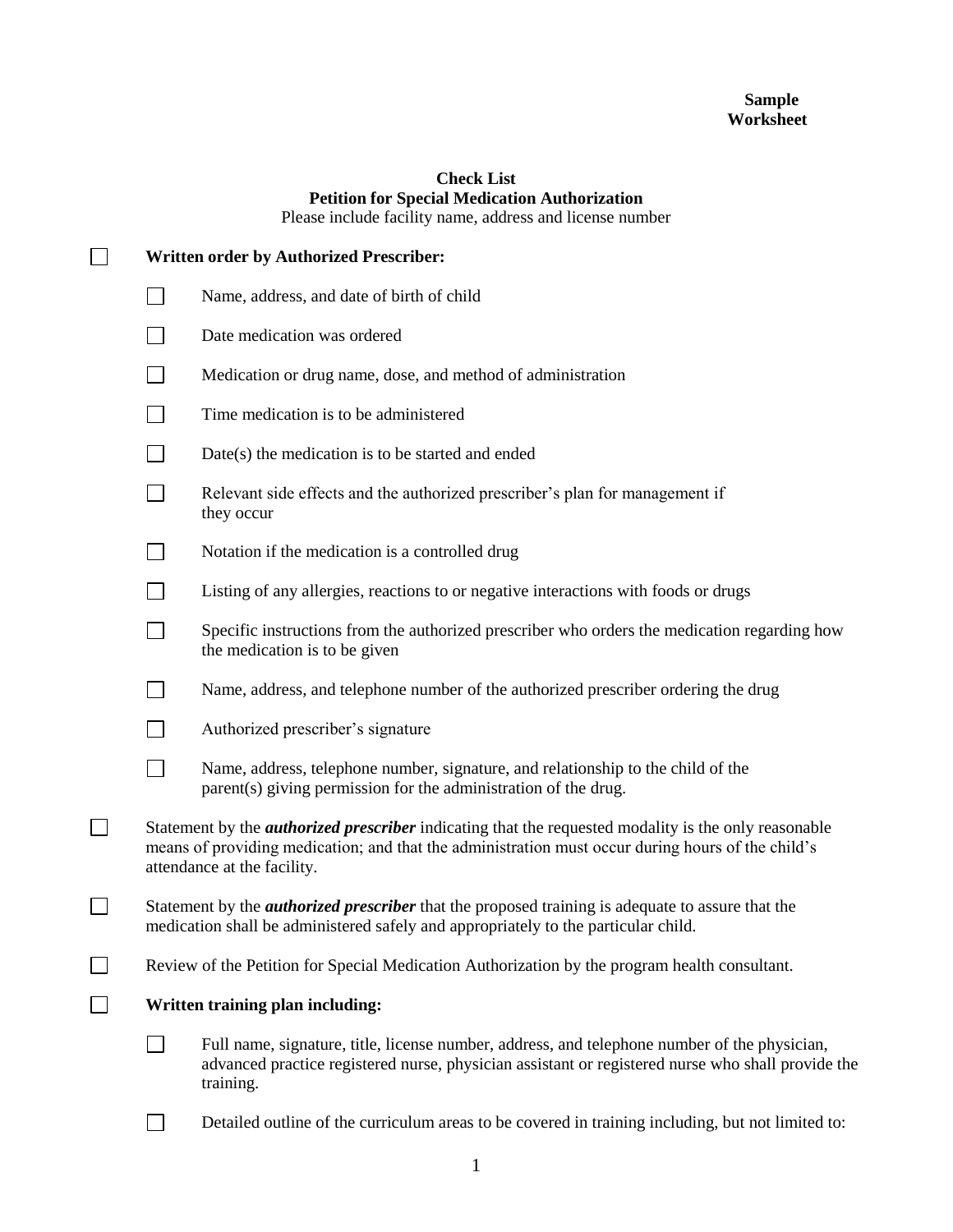**Sample Worksheet**

## Check List
## Petition for Special Medication Authorization

Please include facility name, address and license number

- [ ] **Written order by Authorized Prescriber:**
    - [ ] Name, address, and date of birth of child
    - [ ] Date medication was ordered
    - [ ] Medication or drug name, dose, and method of administration
    - [ ] Time medication is to be administered
    - [ ] Date(s) the medication is to be started and ended
    - [ ] Relevant side effects and the authorized prescriber's plan for management if they occur
    - [ ] Notation if the medication is a controlled drug
    - [ ] Listing of any allergies, reactions to or negative interactions with foods or drugs
    - [ ] Specific instructions from the authorized prescriber who orders the medication regarding how the medication is to be given
    - [ ] Name, address, and telephone number of the authorized prescriber ordering the drug
    - [ ] Authorized prescriber's signature
    - [ ] Name, address, telephone number, signature, and relationship to the child of the parent(s) giving permission for the administration of the drug.
- [ ] Statement by the ***authorized prescriber*** indicating that the requested modality is the only reasonable means of providing medication; and that the administration must occur during hours of the child's attendance at the facility.
- [ ] Statement by the ***authorized prescriber*** that the proposed training is adequate to assure that the medication shall be administered safely and appropriately to the particular child.
- [ ] Review of the Petition for Special Medication Authorization by the program health consultant.
- [ ] **Written training plan including:**
    - [ ] Full name, signature, title, license number, address, and telephone number of the physician, advanced practice registered nurse, physician assistant or registered nurse who shall provide the training.
    - [ ] Detailed outline of the curriculum areas to be covered in training including, but not limited to: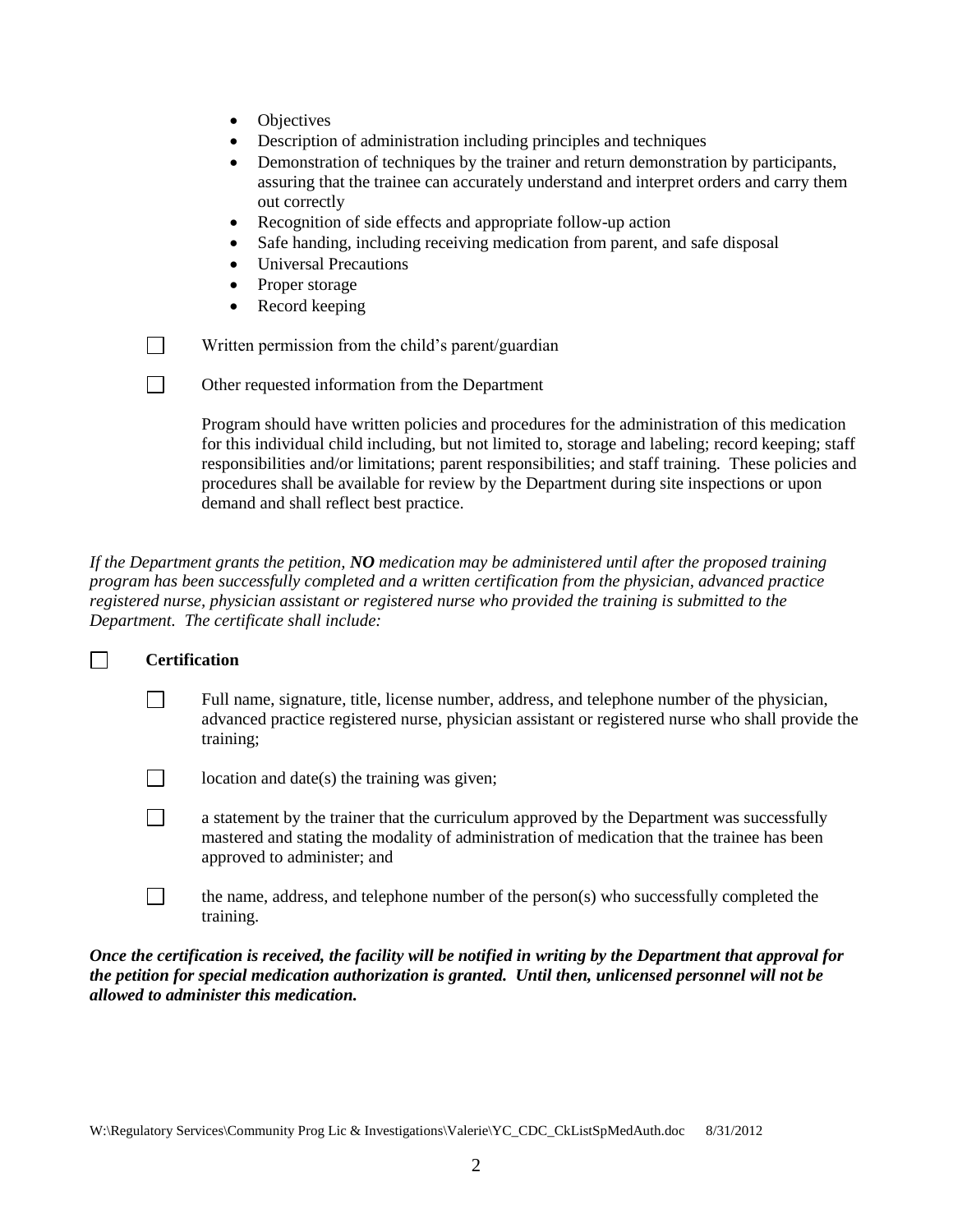- Objectives
- Description of administration including principles and techniques
- Demonstration of techniques by the trainer and return demonstration by participants, assuring that the trainee can accurately understand and interpret orders and carry them out correctly
- Recognition of side effects and appropriate follow-up action
- Safe handing, including receiving medication from parent, and safe disposal
- Universal Precautions
- Proper storage
- Record keeping

☐ Written permission from the child's parent/guardian

☐ Other requested information from the Department

Program should have written policies and procedures for the administration of this medication for this individual child including, but not limited to, storage and labeling; record keeping; staff responsibilities and/or limitations; parent responsibilities; and staff training. These policies and procedures shall be available for review by the Department during site inspections or upon demand and shall reflect best practice.

*If the Department grants the petition, **NO** medication may be administered until after the proposed training program has been successfully completed and a written certification from the physician, advanced practice registered nurse, physician assistant or registered nurse who provided the training is submitted to the Department. The certificate shall include:*

☐ **Certification**

☐ Full name, signature, title, license number, address, and telephone number of the physician, advanced practice registered nurse, physician assistant or registered nurse who shall provide the training;

☐ location and date(s) the training was given;

☐ a statement by the trainer that the curriculum approved by the Department was successfully mastered and stating the modality of administration of medication that the trainee has been approved to administer; and

☐ the name, address, and telephone number of the person(s) who successfully completed the training.

***Once the certification is received, the facility will be notified in writing by the Department that approval for the petition for special medication authorization is granted. Until then, unlicensed personnel will not be allowed to administer this medication.***

W:\Regulatory Services\Community Prog Lic & Investigations\Valerie\YC_CDC_CkListSpMedAuth.doc 8/31/2012